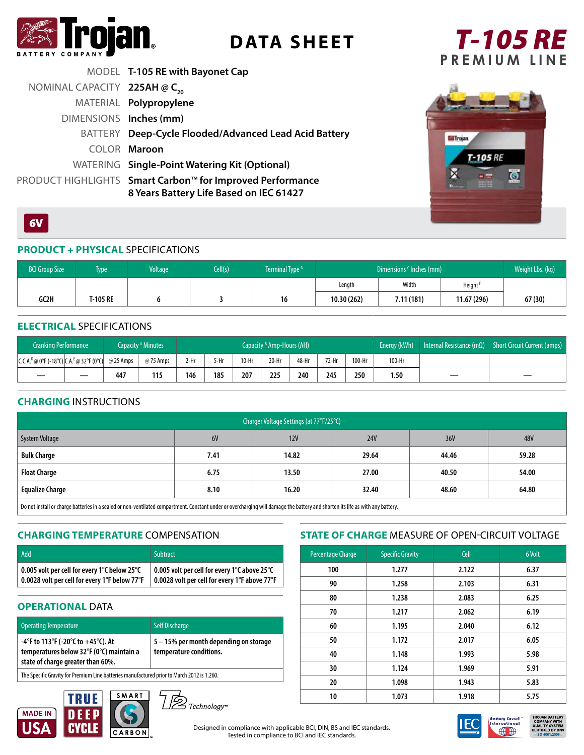# Trojan BATTERY COMPANY

# DATA SHEET

## T-105 RE PREMIUM LINE

| | |
|---|---|
| MODEL | T-105 RE with Bayonet Cap |
| NOMINAL CAPACITY | 225AH @ $C_{20}$ |
| MATERIAL | Polypropylene |
| DIMENSIONS | Inches (mm) |
| BATTERY | Deep-Cycle Flooded/Advanced Lead Acid Battery |
| COLOR | Maroon |
| WATERING | Single-Point Watering Kit (Optional) |
| PRODUCT HIGHLIGHTS | Smart Carbon™ for Improved Performance<br>8 Years Battery Life Based on IEC 61427 |

**6V**

## PRODUCT + PHYSICAL SPECIFICATIONS

| BCI Group Size | Type | Voltage | Cell(s) | Terminal Type [G] | Dimensions [C] Inches (mm) | | | Weight Lbs. (kg) |
|---|---|---|---|---|---|---|---|---|
| | | | | | Length | Width | Height [F] | |
| GC2H | T-105 RE | 6 | 3 | 16 | 10.30 (262) | 7.11 (181) | 11.67 (296) | 67 (30) |

## ELECTRICAL SPECIFICATIONS

| Cranking Performance | | Capacity [A] Minutes | | Capacity [B] Amp-Hours (AH) | | | | | | | Energy (kWh) | Internal Resistance (mΩ) | Short Circuit Current (amps) |
|---|---|---|---|---|---|---|---|---|---|---|---|---|---|
| C.C.A.[D] @ 0°F (-18°C) | C.A.[E] @ 32°F (0°C) | @ 25 Amps | @ 75 Amps | 2-Hr | 5-Hr | 10-Hr | 20-Hr | 48-Hr | 72-Hr | 100-Hr | 100-Hr | | |
| — | — | 447 | 115 | 146 | 185 | 207 | 225 | 240 | 245 | 250 | 1.50 | — | — |

## CHARGING INSTRUCTIONS

| Charger Voltage Settings (at 77°F/25°C) | | | | | |
|---|---|---|---|---|---|
| System Voltage | 6V | 12V | 24V | 36V | 48V |
| **Bulk Charge** | 7.41 | 14.82 | 29.64 | 44.46 | 59.28 |
| **Float Charge** | 6.75 | 13.50 | 27.00 | 40.50 | 54.00 |
| **Equalize Charge** | 8.10 | 16.20 | 32.40 | 48.60 | 64.80 |

Do not install or charge batteries in a sealed or non-ventilated compartment. Constant under or overcharging will damage the battery and shorten its life as with any battery.

## CHARGING TEMPERATURE COMPENSATION

| Add | Subtract |
|---|---|
| 0.005 volt per cell for every 1°C below 25°C<br>0.0028 volt per cell for every 1°F below 77°F | 0.005 volt per cell for every 1°C above 25°C<br>0.0028 volt per cell for every 1°F above 77°F |

## OPERATIONAL DATA

| Operating Temperature | Self Discharge |
|---|---|
| -4°F to 113°F (-20°C to +45°C). At temperatures below 32°F (0°C) maintain a state of charge greater than 60%. | 5 – 15% per month depending on storage temperature conditions. |

The Specific Gravity for Premium Line batteries manufactured prior to March 2012 is 1.260.

## STATE OF CHARGE MEASURE OF OPEN-CIRCUIT VOLTAGE

| Percentage Charge | Specific Gravity | Cell | 6 Volt |
|---|---|---|---|
| 100 | 1.277 | 2.122 | 6.37 |
| 90 | 1.258 | 2.103 | 6.31 |
| 80 | 1.238 | 2.083 | 6.25 |
| 70 | 1.217 | 2.062 | 6.19 |
| 60 | 1.195 | 2.040 | 6.12 |
| 50 | 1.172 | 2.017 | 6.05 |
| 40 | 1.148 | 1.993 | 5.98 |
| 30 | 1.124 | 1.969 | 5.91 |
| 20 | 1.098 | 1.943 | 5.83 |
| 10 | 1.073 | 1.918 | 5.75 |

MADE IN USA | TRUE DEEP CYCLE | SMART CARBON | T2 Technology™

Designed in compliance with applicable BCI, DIN, BS and IEC standards.
Tested in compliance to BCI and IEC standards.

IEC | Battery Council International | TROJAN BATTERY COMPANY WITH QUALITY SYSTEM CERTIFIED BY DNV = ISO 9001:2008 =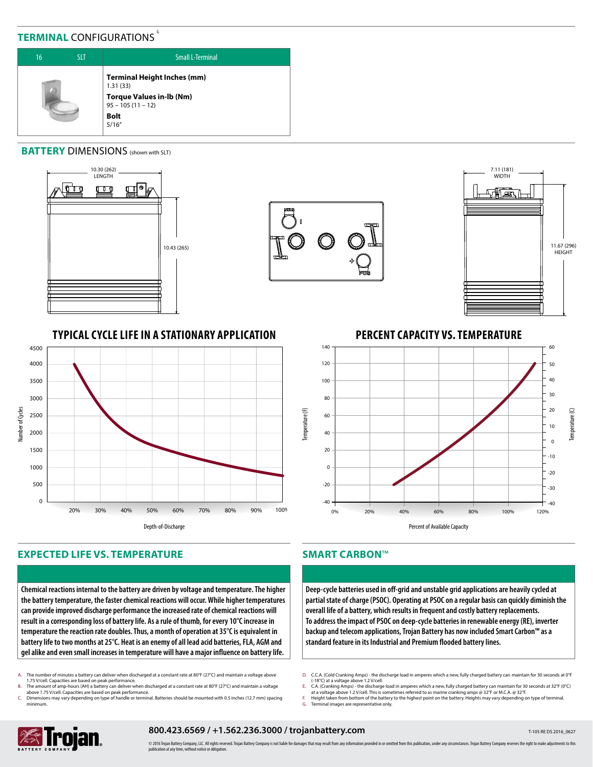## TERMINAL CONFIGURATIONS [G]

| 16 | SLT | Small L-Terminal |
|---|---|---|
| | | **Terminal Height Inches (mm)** 1.31 (33) **Torque Values in-lb (Nm)** 95 – 105 (11 – 12) **Bolt** 5/16" |

## BATTERY DIMENSIONS (shown with SLT)

10.30 (262) LENGTH

10.43 (265)

7.11 (181) WIDTH

11.67 (296) HEIGHT

NEG

POS

## TYPICAL CYCLE LIFE IN A STATIONARY APPLICATION

Number of Cycles

4500
4000
3500
3000
2500
2000
1500
1000
500
0

20% 30% 40% 50% 60% 70% 80% 90% 100%

Depth-of-Discharge

## PERCENT CAPACITY VS. TEMPERATURE

Temperature (F)

140
120
100
80
60
40
20
0
-20
-40

Temperature (C)

60
50
40
30
20
10
0
-10
-20
-30
-40

0% 20% 40% 60% 80% 100% 120%

Percent of Available Capacity

## EXPECTED LIFE VS. TEMPERATURE

**Chemical reactions internal to the battery are driven by voltage and temperature. The higher the battery temperature, the faster chemical reactions will occur. While higher temperatures can provide improved discharge performance the increased rate of chemical reactions will result in a corresponding loss of battery life. As a rule of thumb, for every 10°C increase in temperature the reaction rate doubles. Thus, a month of operation at 35°C is equivalent in battery life to two months at 25°C. Heat is an enemy of all lead acid batteries, FLA, AGM and gel alike and even small increases in temperature will have a major influence on battery life.**

## SMART CARBON™

**Deep-cycle batteries used in off-grid and unstable grid applications are heavily cycled at partial state of charge (PSOC). Operating at PSOC on a regular basis can quickly diminish the overall life of a battery, which results in frequent and costly battery replacements. To address the impact of PSOC on deep-cycle batteries in renewable energy (RE), inverter backup and telecom applications, Trojan Battery has now included Smart Carbon™ as a standard feature in its Industrial and Premium flooded battery lines.**

A. The number of minutes a battery can deliver when discharged at a constant rate at 80°F (27°C) and maintain a voltage above 1.75 V/cell. Capacities are based on peak performance.
B. The amount of amp-hours (AH) a battery can deliver when discharged at a constant rate at 80°F (27°C) and maintain a voltage above 1.75 V/cell. Capacities are based on peak performance.
C. Dimensions may vary depending on type of handle or terminal. Batteries should be mounted with 0.5 inches (12.7 mm) spacing minimum.
D. C.C.A. (Cold Cranking Amps) - the discharge load in amperes which a new, fully charged battery can maintain for 30 seconds at 0°F (-18°C) at a voltage above 1.2 V/cell.
E. C.A. (Cranking Amps) - the discharge load in amperes which a new, fully charged battery can maintain for 30 seconds at 32°F (0°C) at a voltage above 1.2 V/cell. This is sometimes referred to as marine cranking amps @ 32°F or M.C.A. @ 32°F.
F. Height taken from bottom of the battery to the highest point on the battery. Heights may vary depending on type of terminal.
G. Terminal images are representative only.

Trojan BATTERY COMPANY

**800.423.6569 / +1.562.236.3000 / trojanbattery.com**

T-105 RE DS 2016_0627

© 2016 Trojan Battery Company, LLC. All rights reserved. Trojan Battery Company is not liable for damages that may result from any information provided in or omitted from this publication, under any circumstances. Trojan Battery Company reserves the right to make adjustments to this publication at any time, without notice or obligation.